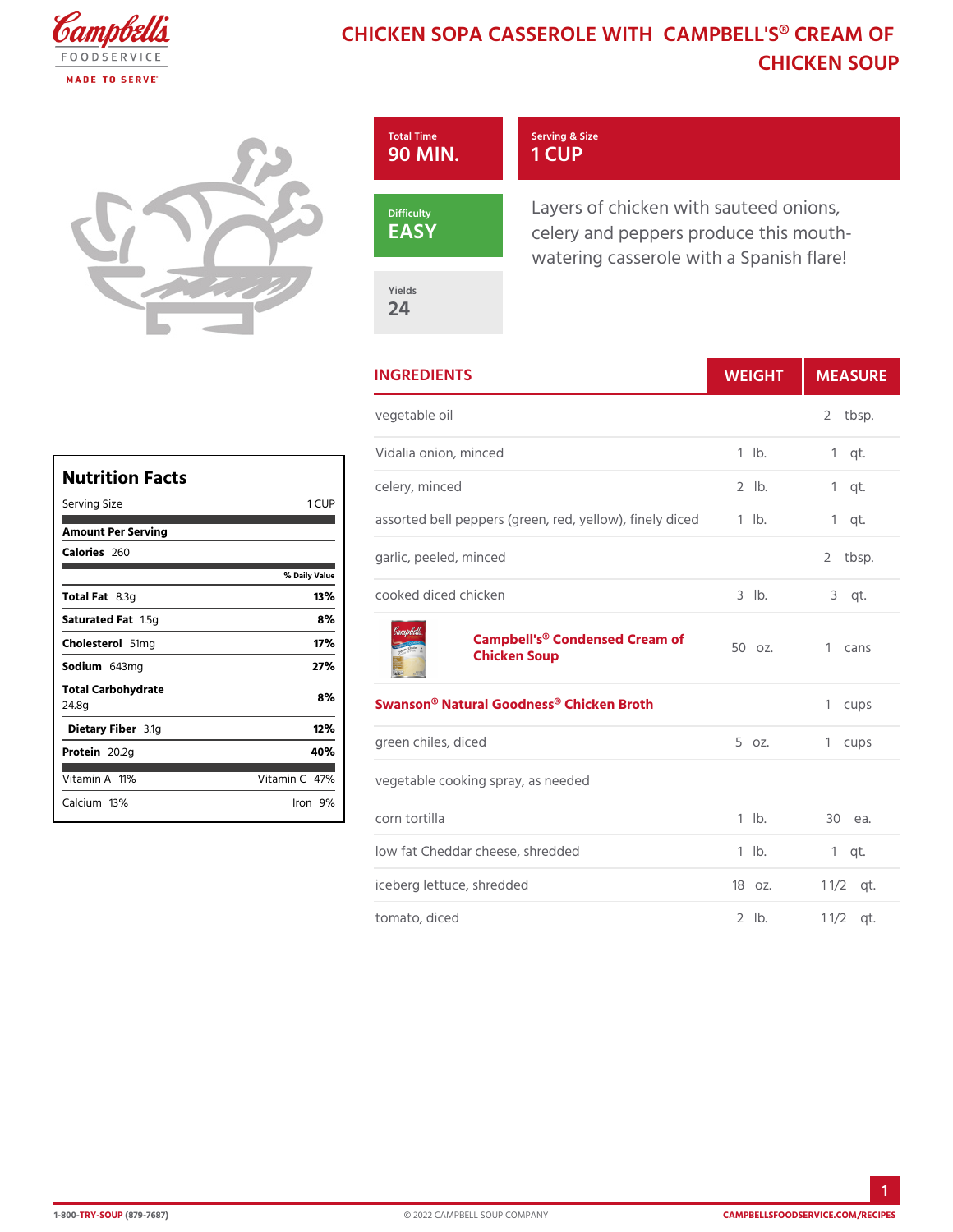# CHICKEN SOPA CASSEROLE WITH CAMPBELL'S® CREAM OF CHICKEN SOUP

**Total Time**
90 MIN.

**Serving & Size**
1 CUP

**Difficulty**
EASY

**Yields**
24

Layers of chicken with sauteed onions, celery and peppers produce this mouth-watering casserole with a Spanish flare!

## INGREDIENTS

| INGREDIENTS | WEIGHT | | MEASURE | |
|---|---|---|---|---|
| vegetable oil | | | 2 | tbsp. |
| Vidalia onion, minced | 1 | lb. | 1 | qt. |
| celery, minced | 2 | lb. | 1 | qt. |
| assorted bell peppers (green, red, yellow), finely diced | 1 | lb. | 1 | qt. |
| garlic, peeled, minced | | | 2 | tbsp. |
| cooked diced chicken | 3 | lb. | 3 | qt. |
| **Campbell's® Condensed Cream of Chicken Soup** | 50 | oz. | 1 | cans |
| **Swanson® Natural Goodness® Chicken Broth** | | | 1 | cups |
| green chiles, diced | 5 | oz. | 1 | cups |
| vegetable cooking spray, as needed | | | | |
| corn tortilla | 1 | lb. | 30 | ea. |
| low fat Cheddar cheese, shredded | 1 | lb. | 1 | qt. |
| iceberg lettuce, shredded | 18 | oz. | 1 1/2 | qt. |
| tomato, diced | 2 | lb. | 1 1/2 | qt. |

## Nutrition Facts

Serving Size 1 CUP

| Amount Per Serving | |
|---|---|
| Calories 260 | |
| | % Daily Value |
| **Total Fat** 8.3g | 13% |
| **Saturated Fat** 1.5g | 8% |
| **Cholesterol** 51mg | 17% |
| **Sodium** 643mg | 27% |
| **Total Carbohydrate** 24.8g | 8% |
| **Dietary Fiber** 3.1g | 12% |
| **Protein** 20.2g | 40% |
| Vitamin A 11% | Vitamin C 47% |
| Calcium 13% | Iron 9% |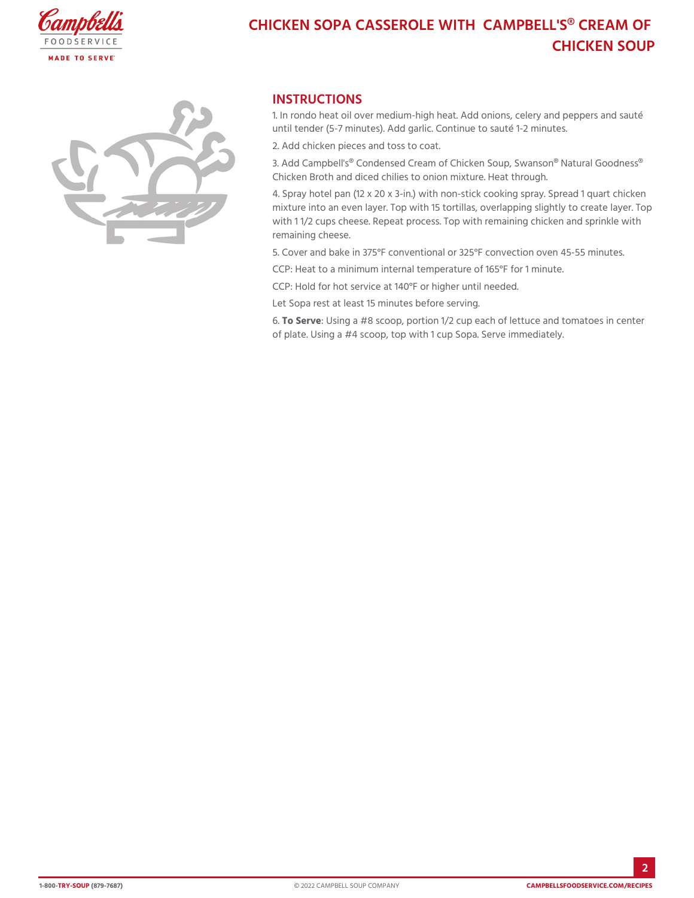## INSTRUCTIONS

1. In rondo heat oil over medium-high heat. Add onions, celery and peppers and sauté until tender (5-7 minutes). Add garlic. Continue to sauté 1-2 minutes.

2. Add chicken pieces and toss to coat.

3. Add Campbell's® Condensed Cream of Chicken Soup, Swanson® Natural Goodness® Chicken Broth and diced chilies to onion mixture. Heat through.

4. Spray hotel pan (12 x 20 x 3-in.) with non-stick cooking spray. Spread 1 quart chicken mixture into an even layer. Top with 15 tortillas, overlapping slightly to create layer. Top with 1 1/2 cups cheese. Repeat process. Top with remaining chicken and sprinkle with remaining cheese.

5. Cover and bake in 375°F conventional or 325°F convection oven 45-55 minutes.

CCP: Heat to a minimum internal temperature of 165°F for 1 minute.

CCP: Hold for hot service at 140°F or higher until needed.

Let Sopa rest at least 15 minutes before serving.

6. **To Serve**: Using a #8 scoop, portion 1/2 cup each of lettuce and tomatoes in center of plate. Using a #4 scoop, top with 1 cup Sopa. Serve immediately.